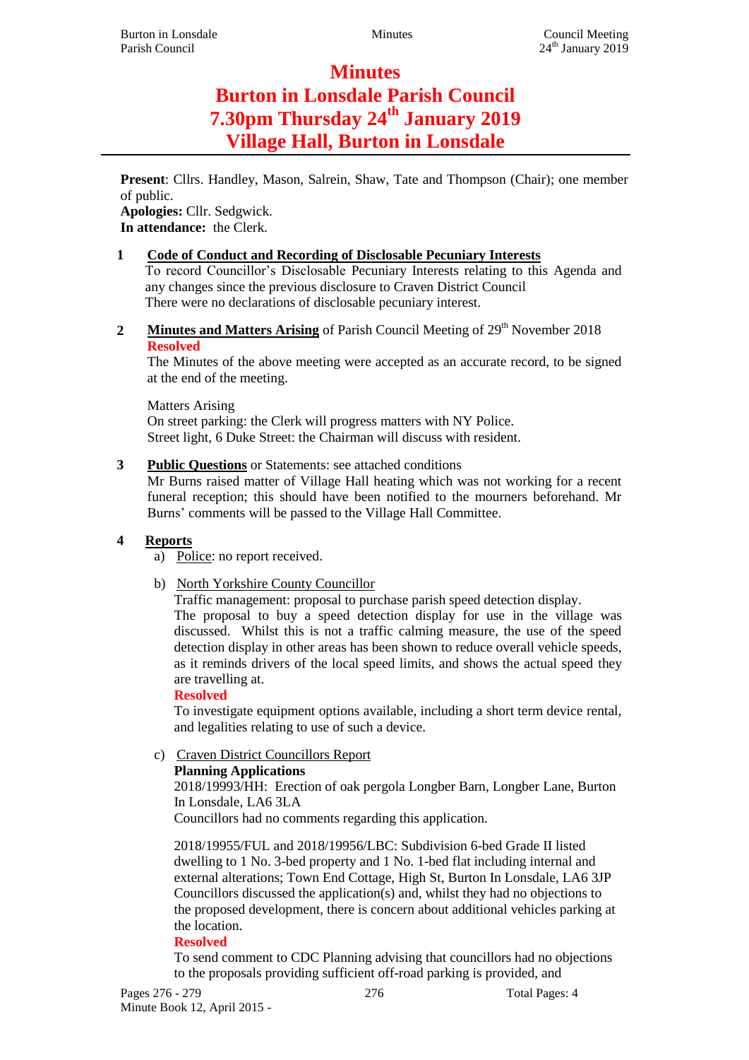# Minutes
# Burton in Lonsdale Parish Council
# 7.30pm Thursday 24th January 2019
# Village Hall, Burton in Lonsdale

**Present**: Cllrs. Handley, Mason, Salrein, Shaw, Tate and Thompson (Chair); one member of public.
**Apologies:** Cllr. Sedgwick.
**In attendance:** the Clerk.

**1 Code of Conduct and Recording of Disclosable Pecuniary Interests**

To record Councillor's Disclosable Pecuniary Interests relating to this Agenda and any changes since the previous disclosure to Craven District Council
There were no declarations of disclosable pecuniary interest.

**2 Minutes and Matters Arising** of Parish Council Meeting of 29th November 2018

**Resolved**

The Minutes of the above meeting were accepted as an accurate record, to be signed at the end of the meeting.

Matters Arising
On street parking: the Clerk will progress matters with NY Police.
Street light, 6 Duke Street: the Chairman will discuss with resident.

**3 Public Questions** or Statements: see attached conditions

Mr Burns raised matter of Village Hall heating which was not working for a recent funeral reception; this should have been notified to the mourners beforehand. Mr Burns' comments will be passed to the Village Hall Committee.

**4 Reports**

a) Police: no report received.

b) North Yorkshire County Councillor

Traffic management: proposal to purchase parish speed detection display.
The proposal to buy a speed detection display for use in the village was discussed. Whilst this is not a traffic calming measure, the use of the speed detection display in other areas has been shown to reduce overall vehicle speeds, as it reminds drivers of the local speed limits, and shows the actual speed they are travelling at.

**Resolved**

To investigate equipment options available, including a short term device rental, and legalities relating to use of such a device.

c) Craven District Councillors Report

**Planning Applications**

2018/19993/HH: Erection of oak pergola Longber Barn, Longber Lane, Burton In Lonsdale, LA6 3LA
Councillors had no comments regarding this application.

2018/19955/FUL and 2018/19956/LBC: Subdivision 6-bed Grade II listed dwelling to 1 No. 3-bed property and 1 No. 1-bed flat including internal and external alterations; Town End Cottage, High St, Burton In Lonsdale, LA6 3JP
Councillors discussed the application(s) and, whilst they had no objections to the proposed development, there is concern about additional vehicles parking at the location.

**Resolved**

To send comment to CDC Planning advising that councillors had no objections to the proposals providing sufficient off-road parking is provided, and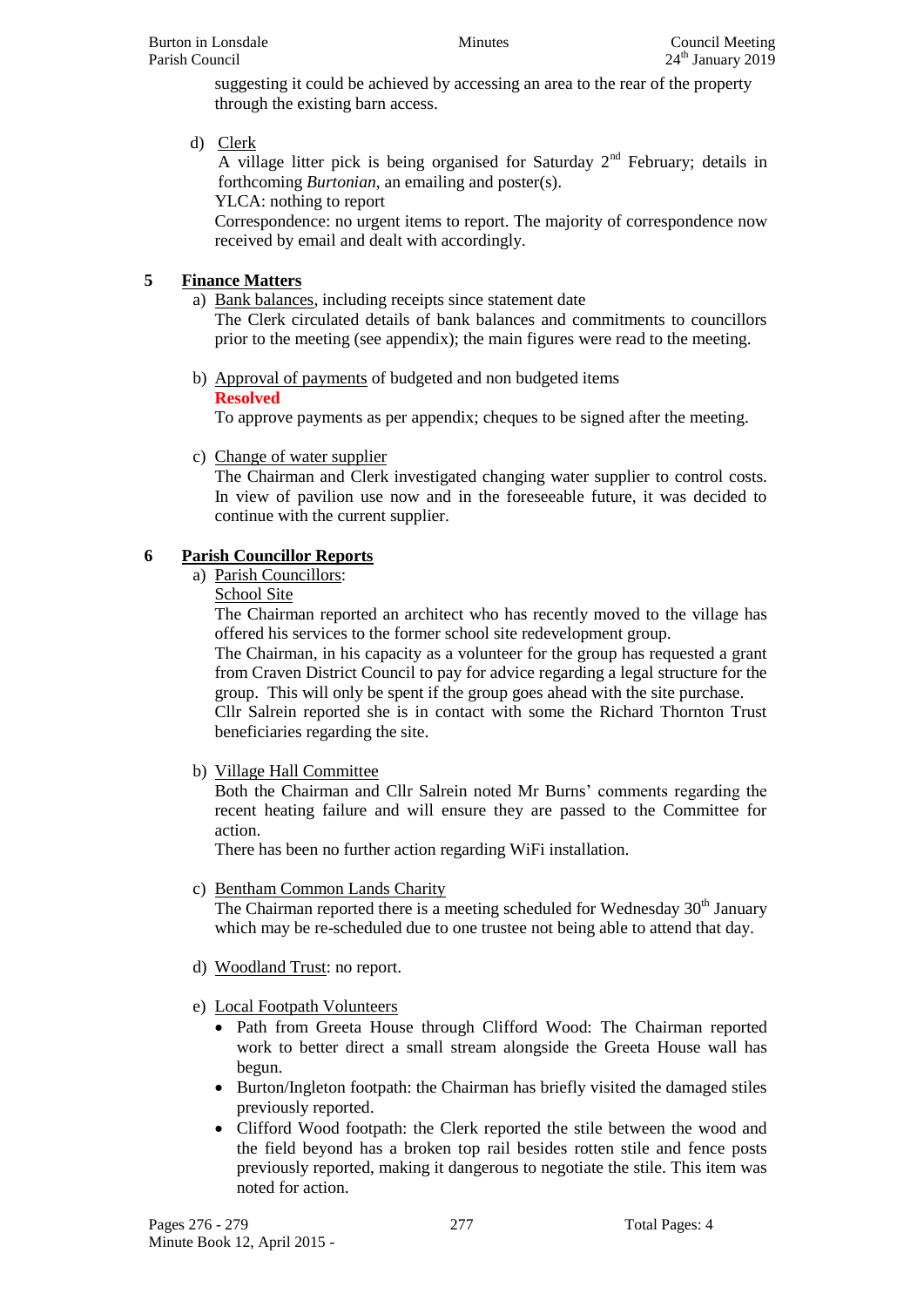suggesting it could be achieved by accessing an area to the rear of the property through the existing barn access.

d) Clerk

A village litter pick is being organised for Saturday 2nd February; details in forthcoming *Burtonian*, an emailing and poster(s).

YLCA: nothing to report

Correspondence: no urgent items to report. The majority of correspondence now received by email and dealt with accordingly.

## 5 Finance Matters

a) Bank balances, including receipts since statement date

The Clerk circulated details of bank balances and commitments to councillors prior to the meeting (see appendix); the main figures were read to the meeting.

b) Approval of payments of budgeted and non budgeted items

**Resolved**

To approve payments as per appendix; cheques to be signed after the meeting.

c) Change of water supplier

The Chairman and Clerk investigated changing water supplier to control costs. In view of pavilion use now and in the foreseeable future, it was decided to continue with the current supplier.

## 6 Parish Councillor Reports

a) Parish Councillors:

School Site

The Chairman reported an architect who has recently moved to the village has offered his services to the former school site redevelopment group.

The Chairman, in his capacity as a volunteer for the group has requested a grant from Craven District Council to pay for advice regarding a legal structure for the group. This will only be spent if the group goes ahead with the site purchase.

Cllr Salrein reported she is in contact with some the Richard Thornton Trust beneficiaries regarding the site.

b) Village Hall Committee

Both the Chairman and Cllr Salrein noted Mr Burns' comments regarding the recent heating failure and will ensure they are passed to the Committee for action.

There has been no further action regarding WiFi installation.

c) Bentham Common Lands Charity

The Chairman reported there is a meeting scheduled for Wednesday 30th January which may be re-scheduled due to one trustee not being able to attend that day.

d) Woodland Trust: no report.

e) Local Footpath Volunteers

- Path from Greeta House through Clifford Wood: The Chairman reported work to better direct a small stream alongside the Greeta House wall has begun.
- Burton/Ingleton footpath: the Chairman has briefly visited the damaged stiles previously reported.
- Clifford Wood footpath: the Clerk reported the stile between the wood and the field beyond has a broken top rail besides rotten stile and fence posts previously reported, making it dangerous to negotiate the stile. This item was noted for action.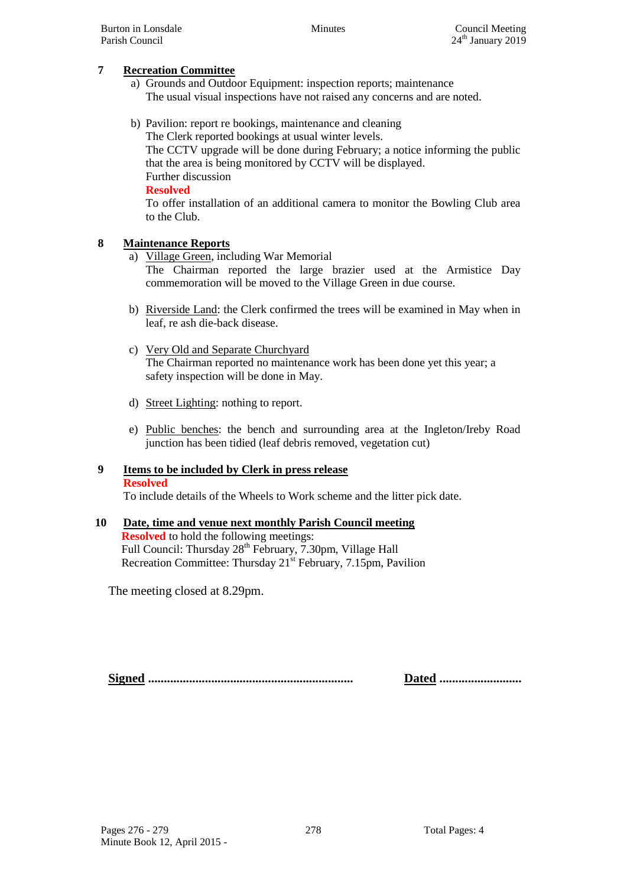## 7 Recreation Committee

a) Grounds and Outdoor Equipment: inspection reports; maintenance
   The usual visual inspections have not raised any concerns and are noted.

b) Pavilion: report re bookings, maintenance and cleaning
   The Clerk reported bookings at usual winter levels.
   The CCTV upgrade will be done during February; a notice informing the public that the area is being monitored by CCTV will be displayed.
   Further discussion
   **Resolved**
   To offer installation of an additional camera to monitor the Bowling Club area to the Club.

## 8 Maintenance Reports

a) Village Green, including War Memorial
   The Chairman reported the large brazier used at the Armistice Day commemoration will be moved to the Village Green in due course.

b) Riverside Land: the Clerk confirmed the trees will be examined in May when in leaf, re ash die-back disease.

c) Very Old and Separate Churchyard
   The Chairman reported no maintenance work has been done yet this year; a safety inspection will be done in May.

d) Street Lighting: nothing to report.

e) Public benches: the bench and surrounding area at the Ingleton/Ireby Road junction has been tidied (leaf debris removed, vegetation cut)

## 9 Items to be included by Clerk in press release

**Resolved**
To include details of the Wheels to Work scheme and the litter pick date.

## 10 Date, time and venue next monthly Parish Council meeting

**Resolved** to hold the following meetings:
Full Council: Thursday 28th February, 7.30pm, Village Hall
Recreation Committee: Thursday 21st February, 7.15pm, Pavilion

The meeting closed at 8.29pm.

**Signed** ................................................................ **Dated** ..........................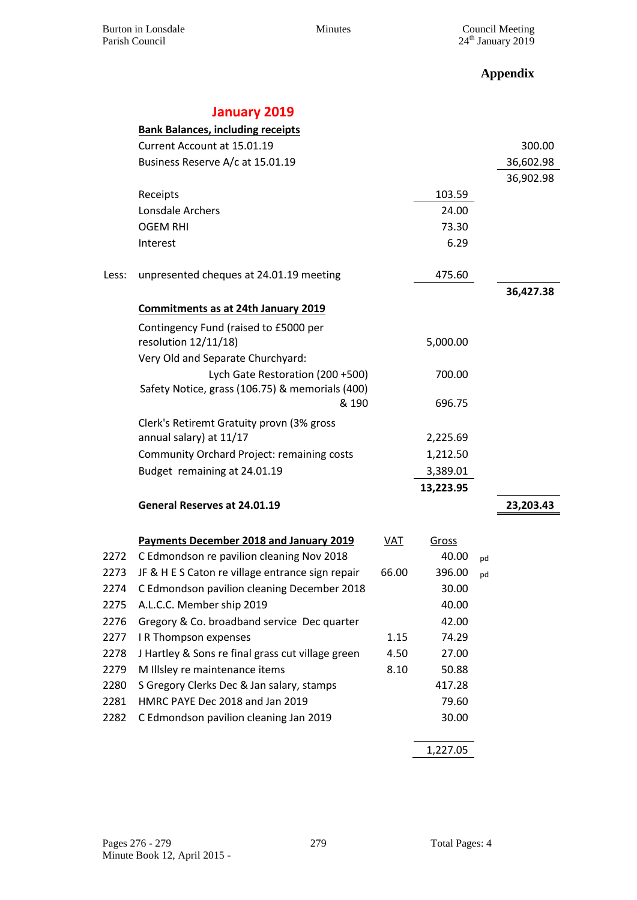## Appendix

### January 2019

| | | | |
|---|---|---|---|
| | **Bank Balances, including receipts** | | |
| | Current Account at 15.01.19 | | 300.00 |
| | Business Reserve A/c at 15.01.19 | | 36,602.98 |
| | | | 36,902.98 |
| | Receipts | 103.59 | |
| | Lonsdale Archers | 24.00 | |
| | OGEM RHI | 73.30 | |
| | Interest | 6.29 | |
| Less: | unpresented cheques at 24.01.19 meeting | 475.60 | |
| | | | **36,427.38** |
| | **Commitments as at 24th January 2019** | | |
| | Contingency Fund (raised to £5000 per resolution 12/11/18) | 5,000.00 | |
| | Very Old and Separate Churchyard: | | |
| | Lych Gate Restoration (200 +500) | 700.00 | |
| | Safety Notice, grass (106.75) & memorials (400) & 190 | 696.75 | |
| | Clerk's Retiremt Gratuity provn (3% gross annual salary) at 11/17 | 2,225.69 | |
| | Community Orchard Project: remaining costs | 1,212.50 | |
| | Budget remaining at 24.01.19 | 3,389.01 | |
| | | **13,223.95** | |
| | **General Reserves at 24.01.19** | | **23,203.43** |

| | **Payments December 2018 and January 2019** | VAT | Gross | |
|---|---|---|---|---|
| 2272 | C Edmondson re pavilion cleaning Nov 2018 | | 40.00 | pd |
| 2273 | JF & H E S Caton re village entrance sign repair | 66.00 | 396.00 | pd |
| 2274 | C Edmondson pavilion cleaning December 2018 | | 30.00 | |
| 2275 | A.L.C.C. Member ship 2019 | | 40.00 | |
| 2276 | Gregory & Co. broadband service Dec quarter | | 42.00 | |
| 2277 | I R Thompson expenses | 1.15 | 74.29 | |
| 2278 | J Hartley & Sons re final grass cut village green | 4.50 | 27.00 | |
| 2279 | M Illsley re maintenance items | 8.10 | 50.88 | |
| 2280 | S Gregory Clerks Dec & Jan salary, stamps | | 417.28 | |
| 2281 | HMRC PAYE Dec 2018 and Jan 2019 | | 79.60 | |
| 2282 | C Edmondson pavilion cleaning Jan 2019 | | 30.00 | |
| | | | 1,227.05 | |